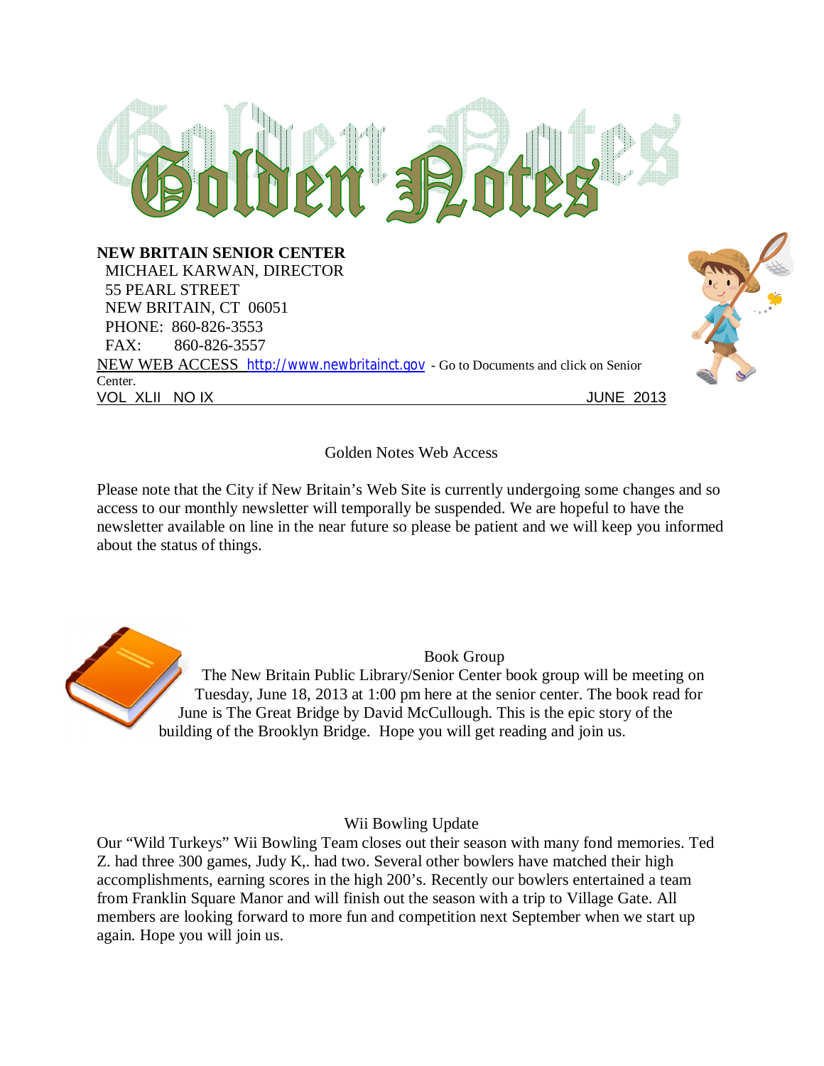# Golden Notes

**NEW BRITAIN SENIOR CENTER**
MICHAEL KARWAN, DIRECTOR
55 PEARL STREET
NEW BRITAIN, CT 06051
PHONE: 860-826-3553
FAX: 860-826-3557
NEW WEB ACCESS http://www.newbritainct.gov - Go to Documents and click on Senior Center.

VOL XLII NO IX JUNE 2013

## Golden Notes Web Access

Please note that the City if New Britain's Web Site is currently undergoing some changes and so access to our monthly newsletter will temporally be suspended. We are hopeful to have the newsletter available on line in the near future so please be patient and we will keep you informed about the status of things.

## Book Group

The New Britain Public Library/Senior Center book group will be meeting on Tuesday, June 18, 2013 at 1:00 pm here at the senior center. The book read for June is The Great Bridge by David McCullough. This is the epic story of the building of the Brooklyn Bridge. Hope you will get reading and join us.

## Wii Bowling Update

Our "Wild Turkeys" Wii Bowling Team closes out their season with many fond memories. Ted Z. had three 300 games, Judy K,. had two. Several other bowlers have matched their high accomplishments, earning scores in the high 200's. Recently our bowlers entertained a team from Franklin Square Manor and will finish out the season with a trip to Village Gate. All members are looking forward to more fun and competition next September when we start up again. Hope you will join us.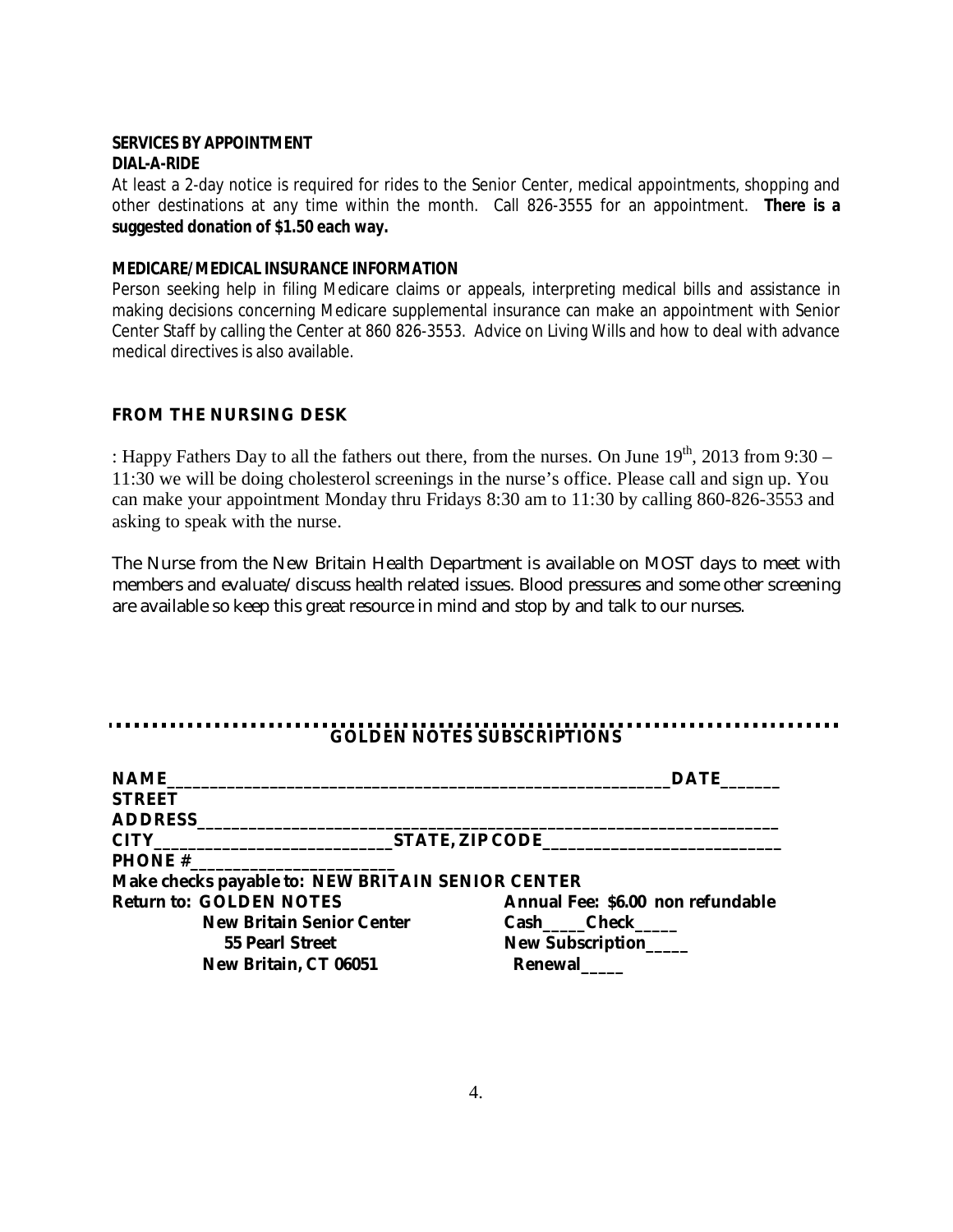**SERVICES BY APPOINTMENT**

**DIAL-A-RIDE**

At least a 2-day notice is required for rides to the Senior Center, medical appointments, shopping and other destinations at any time within the month. Call 826-3555 for an appointment. **There is a suggested donation of $1.50 each way.**

**MEDICARE/MEDICAL INSURANCE INFORMATION**

Person seeking help in filing Medicare claims or appeals, interpreting medical bills and assistance in making decisions concerning Medicare supplemental insurance can make an appointment with Senior Center Staff by calling the Center at 860 826-3553. Advice on Living Wills and how to deal with advance medical directives is also available.

**FROM THE NURSING DESK**

: Happy Fathers Day to all the fathers out there, from the nurses. On June 19th, 2013 from 9:30 – 11:30 we will be doing cholesterol screenings in the nurse's office. Please call and sign up. You can make your appointment Monday thru Fridays 8:30 am to 11:30 by calling 860-826-3553 and asking to speak with the nurse.

The Nurse from the New Britain Health Department is available on MOST days to meet with members and evaluate/discuss health related issues. Blood pressures and some other screening are available so keep this great resource in mind and stop by and talk to our nurses.

**GOLDEN NOTES SUBSCRIPTIONS**

**NAME__________________________________________________________DATE_______**

**STREET ADDRESS____________________________________________________________**

**CITY___________________________STATE, ZIP CODE___________________________**

**PHONE #______________________**

**Make checks payable to: NEW BRITAIN SENIOR CENTER**

**Return to: GOLDEN NOTES**
**New Britain Senior Center**
**55 Pearl Street**
**New Britain, CT 06051**

**Annual Fee: $6.00 non refundable**
**Cash_____Check_____**
**New Subscription_____**
**Renewal_____**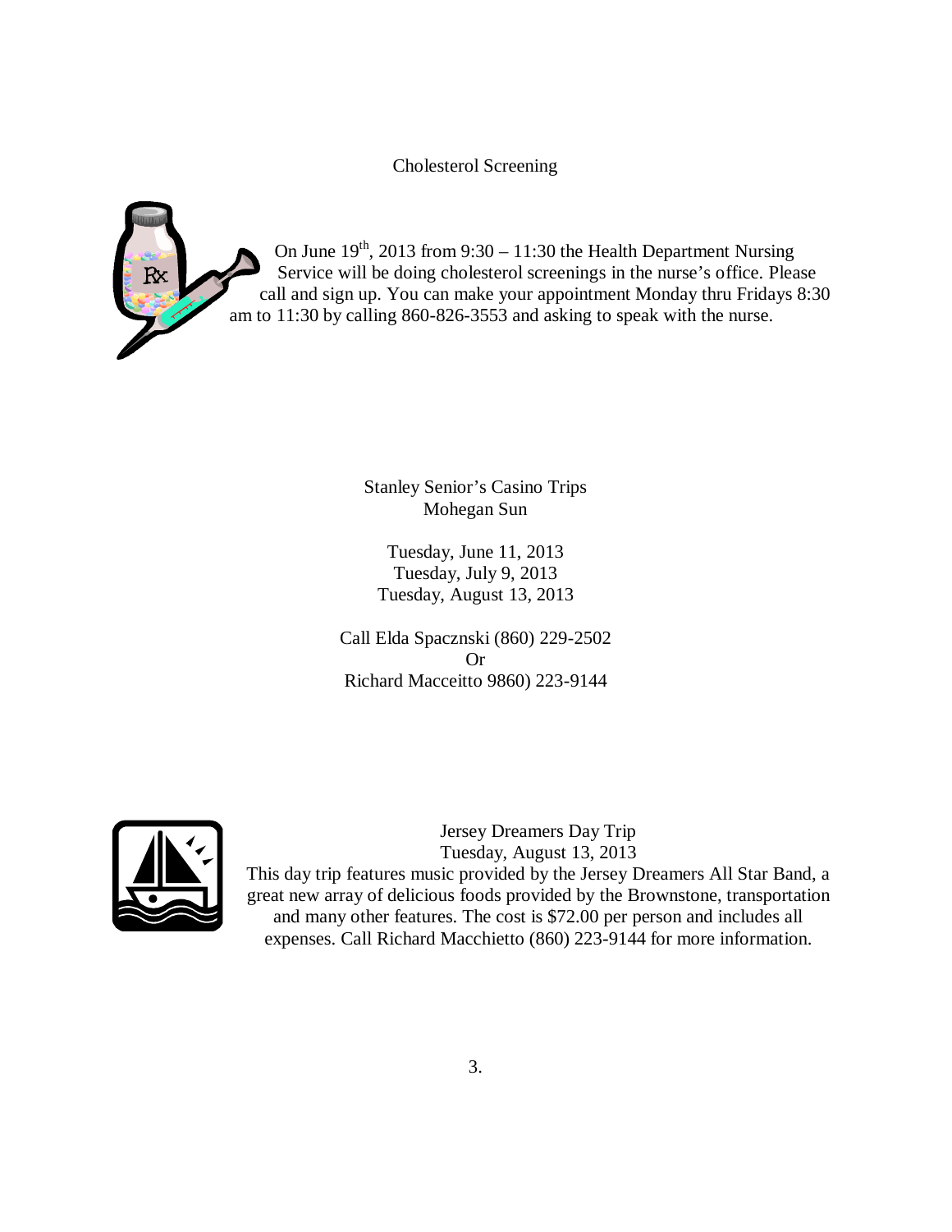## Cholesterol Screening

On June 19th, 2013 from 9:30 – 11:30 the Health Department Nursing Service will be doing cholesterol screenings in the nurse's office. Please call and sign up. You can make your appointment Monday thru Fridays 8:30 am to 11:30 by calling 860-826-3553 and asking to speak with the nurse.

## Stanley Senior's Casino Trips
## Mohegan Sun

Tuesday, June 11, 2013
Tuesday, July 9, 2013
Tuesday, August 13, 2013

Call Elda Spacznski (860) 229-2502
Or
Richard Macceitto 9860) 223-9144

## Jersey Dreamers Day Trip
## Tuesday, August 13, 2013

This day trip features music provided by the Jersey Dreamers All Star Band, a great new array of delicious foods provided by the Brownstone, transportation and many other features. The cost is $72.00 per person and includes all expenses. Call Richard Macchietto (860) 223-9144 for more information.